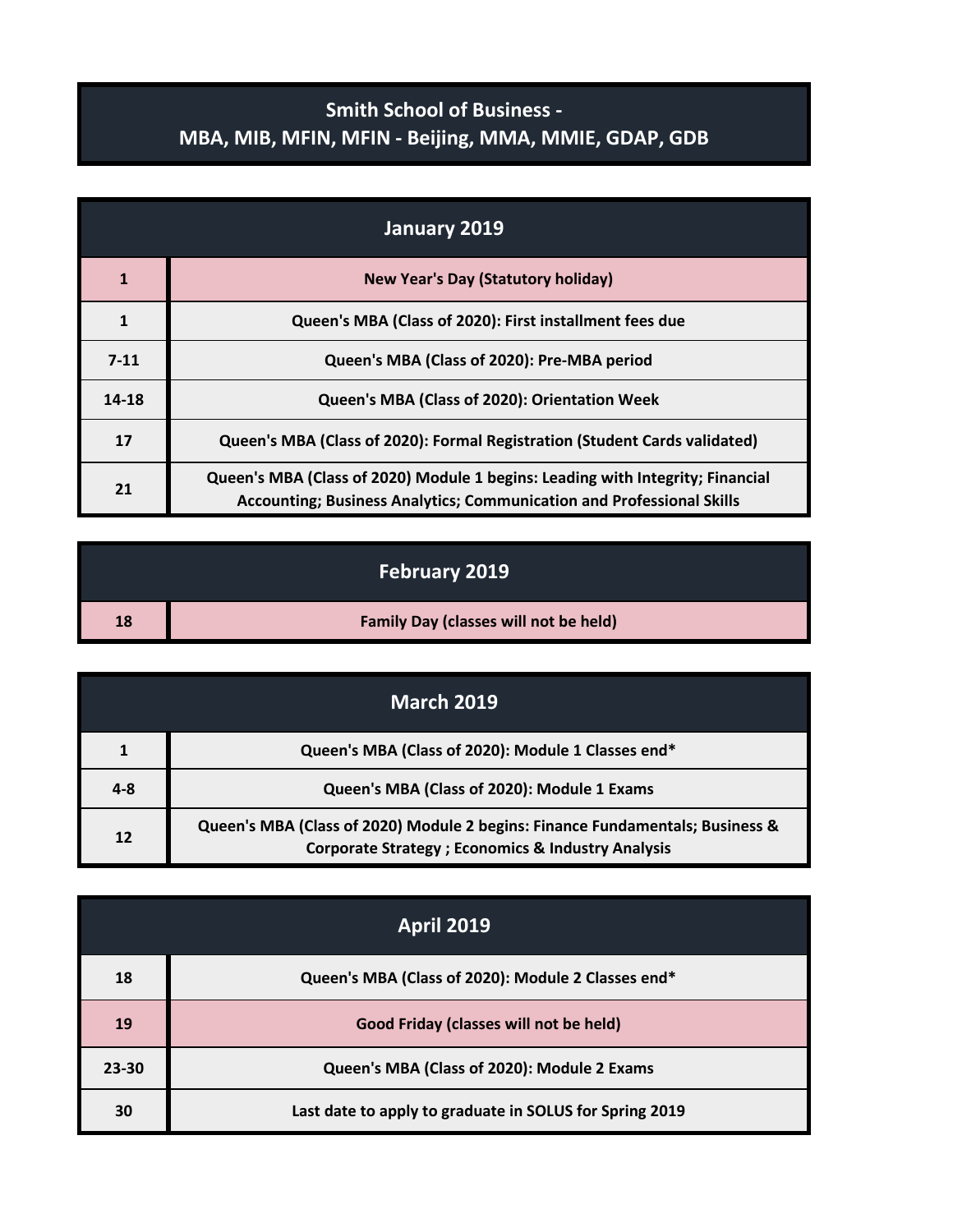# Smith School of Business -
# MBA, MIB, MFIN, MFIN - Beijing, MMA, MMIE, GDAP, GDB

| January 2019 | |
|---|---|
| 1 | New Year's Day (Statutory holiday) |
| 1 | Queen's MBA (Class of 2020): First installment fees due |
| 7-11 | Queen's MBA (Class of 2020): Pre-MBA period |
| 14-18 | Queen's MBA (Class of 2020): Orientation Week |
| 17 | Queen's MBA (Class of 2020): Formal Registration (Student Cards validated) |
| 21 | Queen's MBA (Class of 2020) Module 1 begins: Leading with Integrity; Financial Accounting; Business Analytics; Communication and Professional Skills |

| February 2019 | |
|---|---|
| 18 | Family Day (classes will not be held) |

| March 2019 | |
|---|---|
| 1 | Queen's MBA (Class of 2020): Module 1 Classes end* |
| 4-8 | Queen's MBA (Class of 2020): Module 1 Exams |
| 12 | Queen's MBA (Class of 2020) Module 2 begins: Finance Fundamentals; Business & Corporate Strategy ; Economics & Industry Analysis |

| April 2019 | |
|---|---|
| 18 | Queen's MBA (Class of 2020): Module 2 Classes end* |
| 19 | Good Friday (classes will not be held) |
| 23-30 | Queen's MBA (Class of 2020): Module 2 Exams |
| 30 | Last date to apply to graduate in SOLUS for Spring 2019 |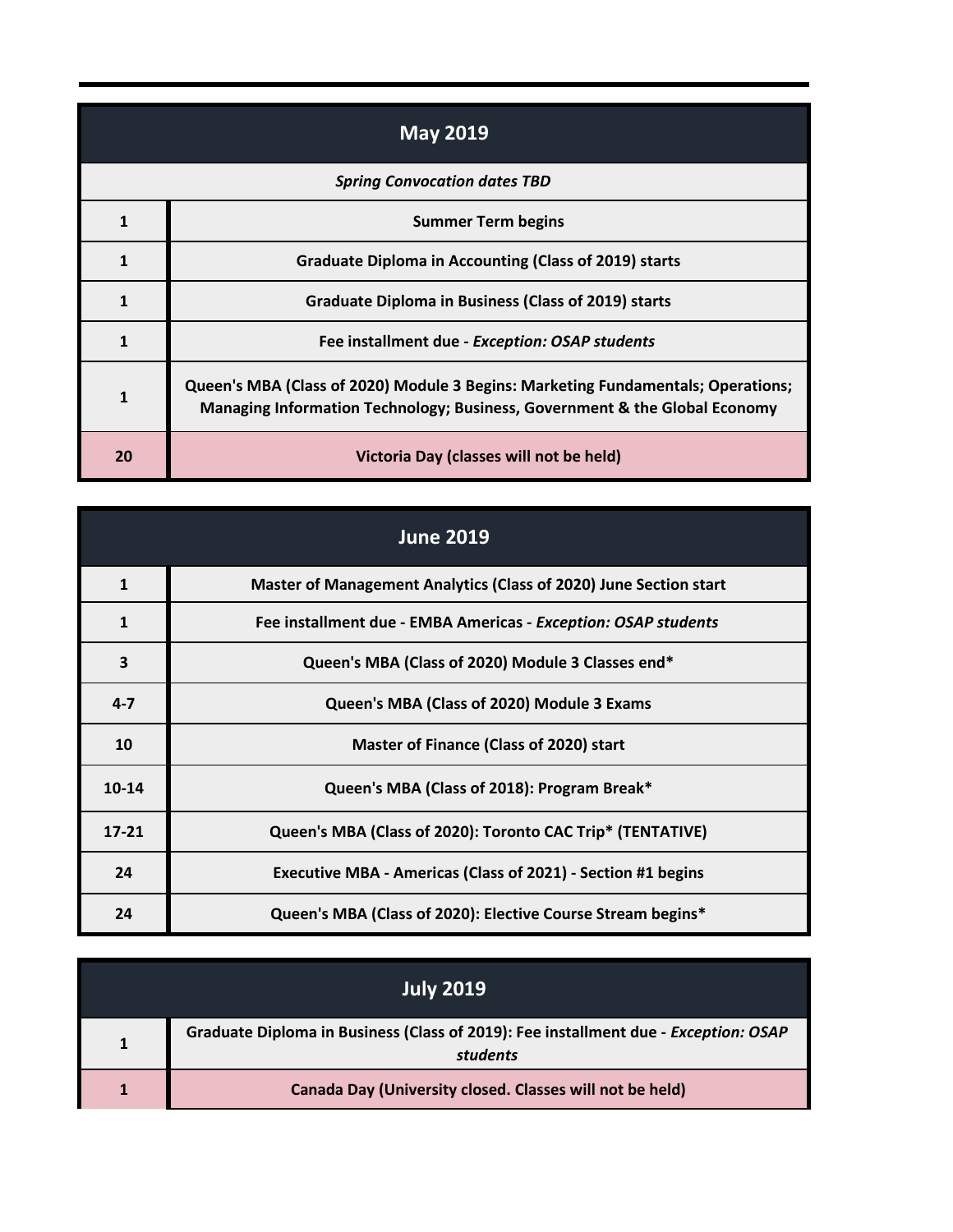| May 2019 | |
|---|---|
| ***Spring Convocation dates TBD*** | |
| **1** | **Summer Term begins** |
| **1** | **Graduate Diploma in Accounting (Class of 2019) starts** |
| **1** | **Graduate Diploma in Business (Class of 2019) starts** |
| **1** | **Fee installment due - *Exception: OSAP students*** |
| **1** | **Queen's MBA (Class of 2020) Module 3 Begins: Marketing Fundamentals; Operations; Managing Information Technology; Business, Government & the Global Economy** |
| **20** | **Victoria Day (classes will not be held)** |

| June 2019 | |
|---|---|
| **1** | **Master of Management Analytics (Class of 2020) June Section start** |
| **1** | **Fee installment due - EMBA Americas - *Exception: OSAP students*** |
| **3** | **Queen's MBA (Class of 2020) Module 3 Classes end*** |
| **4-7** | **Queen's MBA (Class of 2020) Module 3 Exams** |
| **10** | **Master of Finance (Class of 2020) start** |
| **10-14** | **Queen's MBA (Class of 2018): Program Break*** |
| **17-21** | **Queen's MBA (Class of 2020): Toronto CAC Trip* (TENTATIVE)** |
| **24** | **Executive MBA - Americas (Class of 2021) - Section #1 begins** |
| **24** | **Queen's MBA (Class of 2020): Elective Course Stream begins*** |

| July 2019 | |
|---|---|
| **1** | **Graduate Diploma in Business (Class of 2019): Fee installment due - *Exception: OSAP students*** |
| **1** | **Canada Day (University closed. Classes will not be held)** |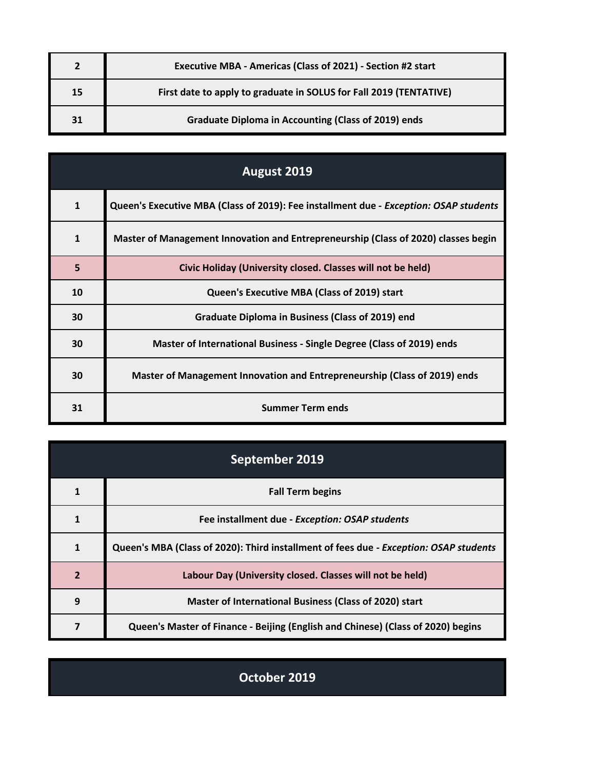| | |
|---|---|
| 2 | Executive MBA - Americas (Class of 2021) - Section #2 start |
| 15 | First date to apply to graduate in SOLUS for Fall 2019 (TENTATIVE) |
| 31 | Graduate Diploma in Accounting (Class of 2019) ends |

| August 2019 | |
|---|---|
| 1 | Queen's Executive MBA (Class of 2019): Fee installment due - *Exception: OSAP students* |
| 1 | Master of Management Innovation and Entrepreneurship (Class of 2020) classes begin |
| 5 | Civic Holiday (University closed. Classes will not be held) |
| 10 | Queen's Executive MBA (Class of 2019) start |
| 30 | Graduate Diploma in Business (Class of 2019) end |
| 30 | Master of International Business - Single Degree (Class of 2019) ends |
| 30 | Master of Management Innovation and Entrepreneurship (Class of 2019) ends |
| 31 | Summer Term ends |

| September 2019 | |
|---|---|
| 1 | Fall Term begins |
| 1 | Fee installment due - *Exception: OSAP students* |
| 1 | Queen's MBA (Class of 2020): Third installment of fees due - *Exception: OSAP students* |
| 2 | Labour Day (University closed. Classes will not be held) |
| 9 | Master of International Business (Class of 2020) start |
| 7 | Queen's Master of Finance - Beijing (English and Chinese) (Class of 2020) begins |

| October 2019 | |
|---|---|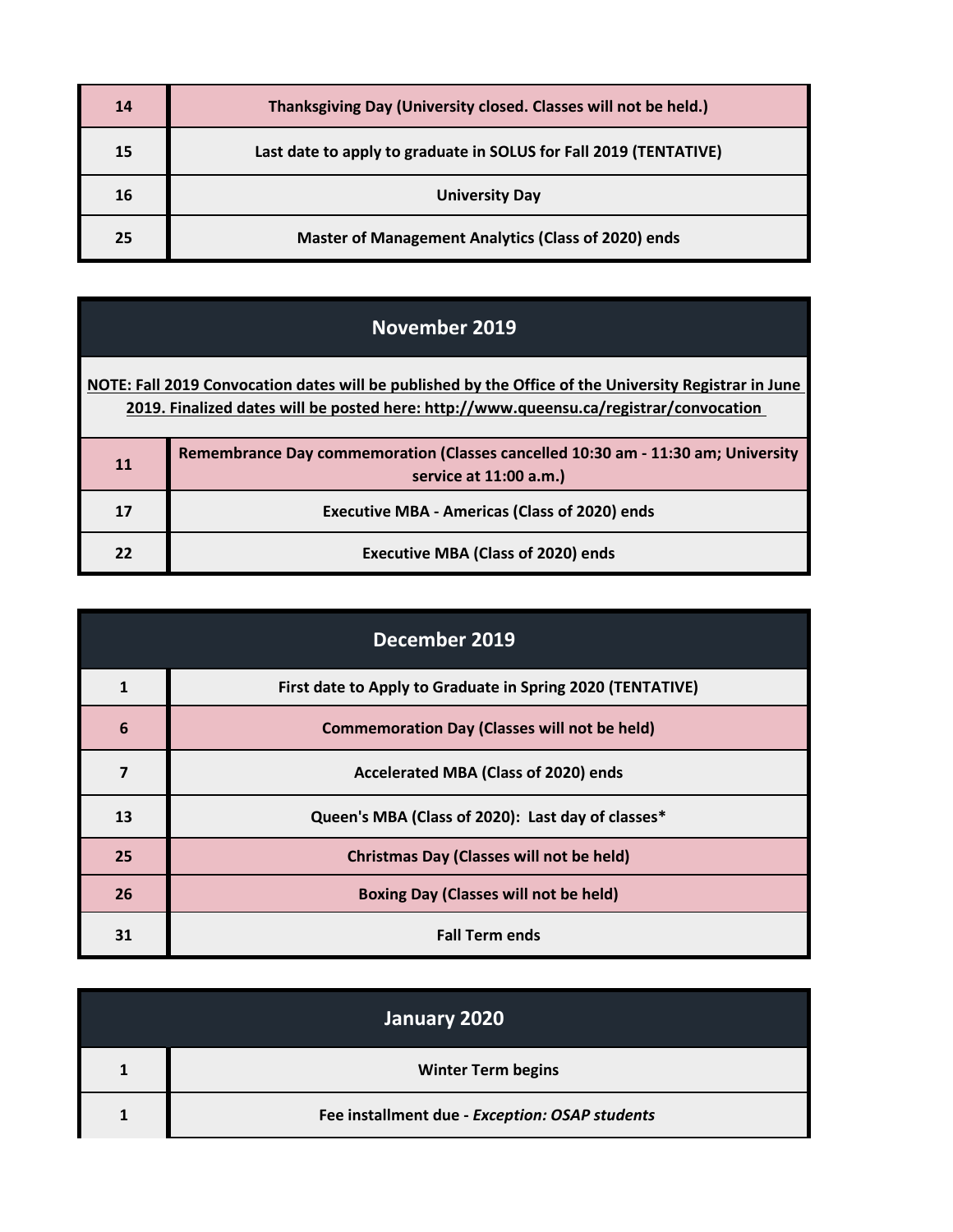| | |
|---|---|
| 14 | **Thanksgiving Day (University closed. Classes will not be held.)** |
| 15 | **Last date to apply to graduate in SOLUS for Fall 2019 (TENTATIVE)** |
| 16 | **University Day** |
| 25 | **Master of Management Analytics (Class of 2020) ends** |

## November 2019

**NOTE: Fall 2019 Convocation dates will be published by the Office of the University Registrar in June 2019. Finalized dates will be posted here: http://www.queensu.ca/registrar/convocation**

| | |
|---|---|
| 11 | **Remembrance Day commemoration (Classes cancelled 10:30 am - 11:30 am; University service at 11:00 a.m.)** |
| 17 | **Executive MBA - Americas (Class of 2020) ends** |
| 22 | **Executive MBA (Class of 2020) ends** |

## December 2019

| | |
|---|---|
| 1 | **First date to Apply to Graduate in Spring 2020 (TENTATIVE)** |
| 6 | **Commemoration Day (Classes will not be held)** |
| 7 | **Accelerated MBA (Class of 2020) ends** |
| 13 | **Queen's MBA (Class of 2020): Last day of classes*** |
| 25 | **Christmas Day (Classes will not be held)** |
| 26 | **Boxing Day (Classes will not be held)** |
| 31 | **Fall Term ends** |

## January 2020

| | |
|---|---|
| 1 | **Winter Term begins** |
| 1 | **Fee installment due - *Exception: OSAP students*** |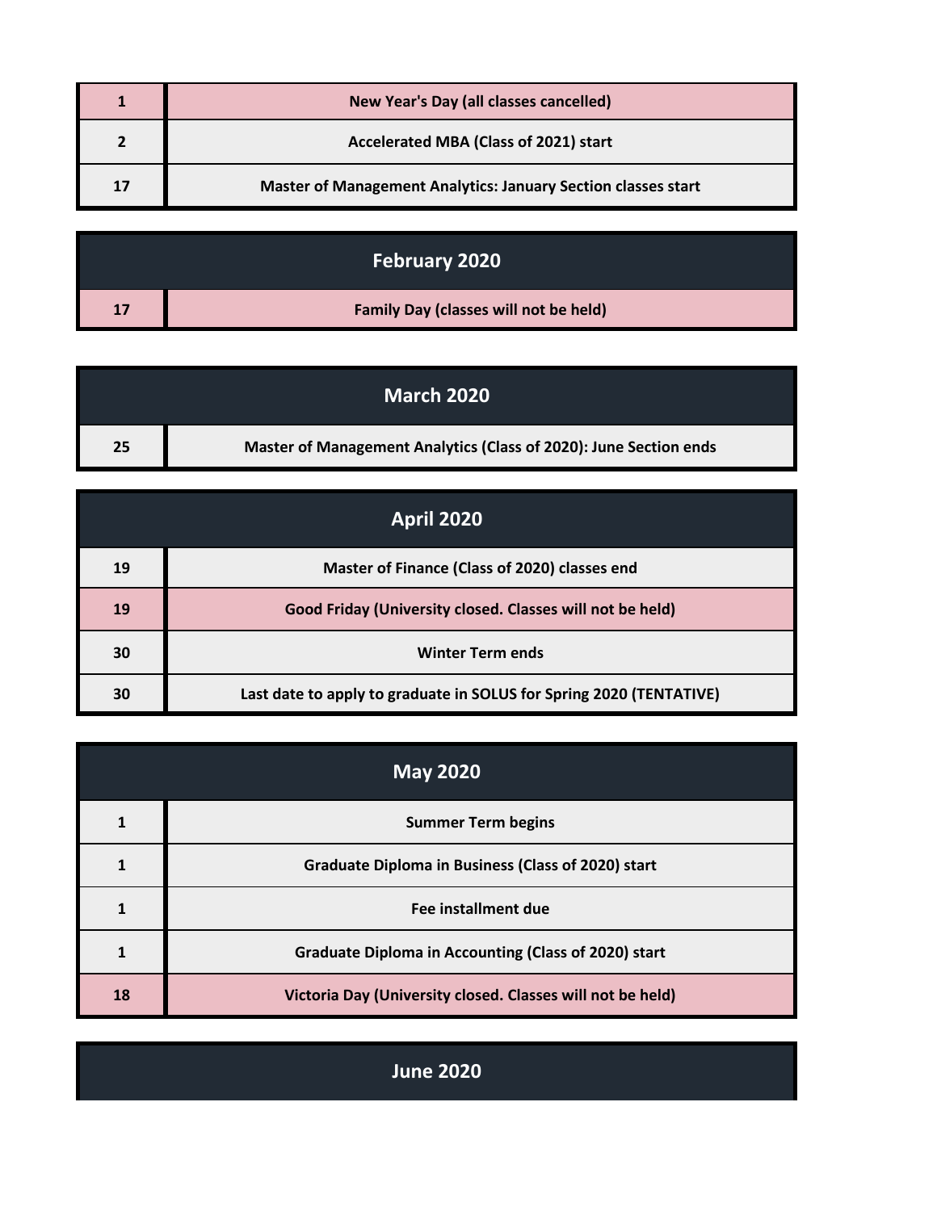| | |
|---|---|
| 1 | New Year's Day (all classes cancelled) |
| 2 | Accelerated MBA (Class of 2021) start |
| 17 | Master of Management Analytics: January Section classes start |

## February 2020

| | |
|---|---|
| 17 | Family Day (classes will not be held) |

## March 2020

| | |
|---|---|
| 25 | Master of Management Analytics (Class of 2020): June Section ends |

## April 2020

| | |
|---|---|
| 19 | Master of Finance (Class of 2020) classes end |
| 19 | Good Friday (University closed. Classes will not be held) |
| 30 | Winter Term ends |
| 30 | Last date to apply to graduate in SOLUS for Spring 2020 (TENTATIVE) |

## May 2020

| | |
|---|---|
| 1 | Summer Term begins |
| 1 | Graduate Diploma in Business (Class of 2020) start |
| 1 | Fee installment due |
| 1 | Graduate Diploma in Accounting (Class of 2020) start |
| 18 | Victoria Day (University closed. Classes will not be held) |

## June 2020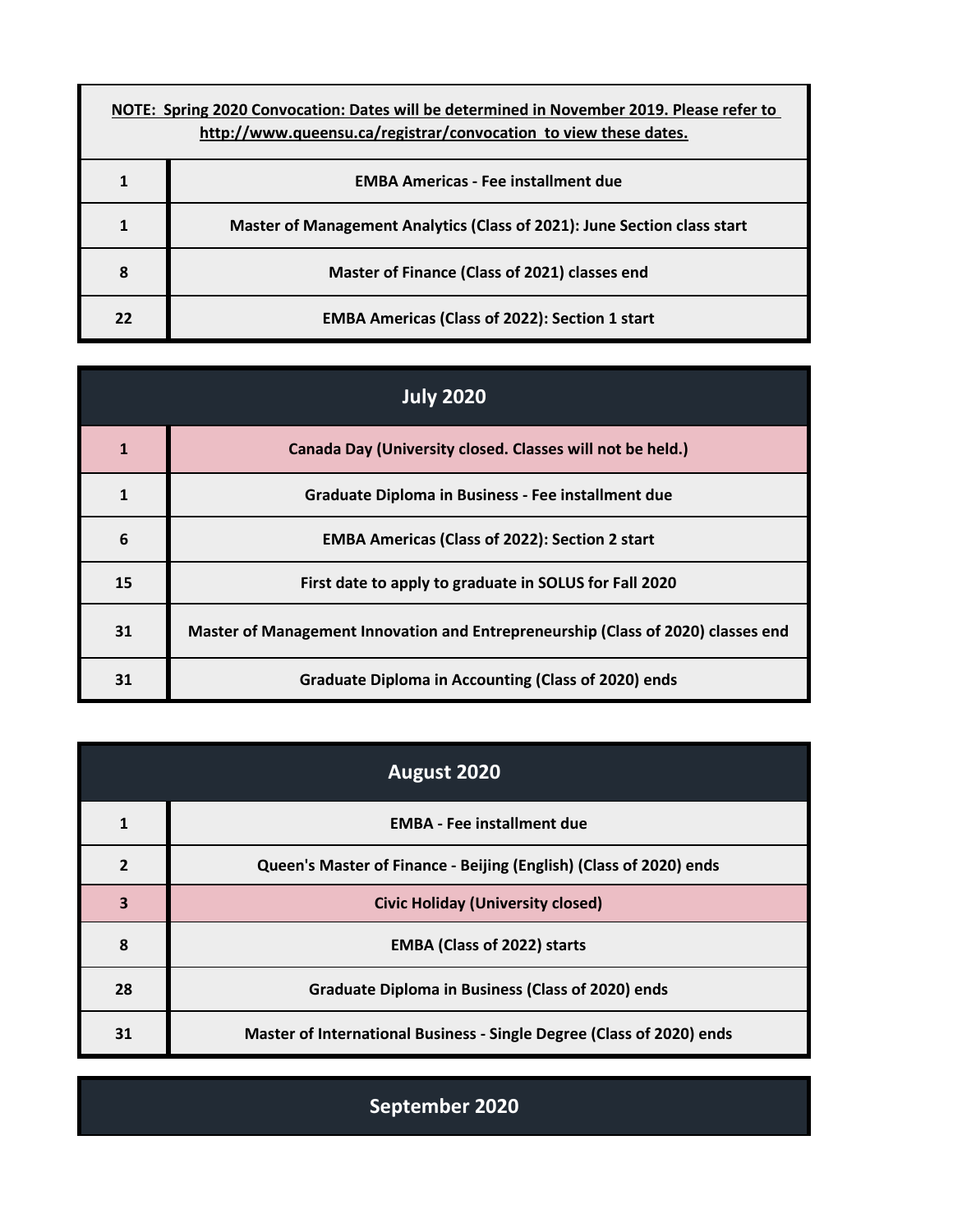**NOTE: Spring 2020 Convocation: Dates will be determined in November 2019. Please refer to http://www.queensu.ca/registrar/convocation to view these dates.**

| | |
|---|---|
| 1 | EMBA Americas - Fee installment due |
| 1 | Master of Management Analytics (Class of 2021): June Section class start |
| 8 | Master of Finance (Class of 2021) classes end |
| 22 | EMBA Americas (Class of 2022): Section 1 start |

## July 2020

| | |
|---|---|
| 1 | Canada Day (University closed. Classes will not be held.) |
| 1 | Graduate Diploma in Business - Fee installment due |
| 6 | EMBA Americas (Class of 2022): Section 2 start |
| 15 | First date to apply to graduate in SOLUS for Fall 2020 |
| 31 | Master of Management Innovation and Entrepreneurship (Class of 2020) classes end |
| 31 | Graduate Diploma in Accounting (Class of 2020) ends |

## August 2020

| | |
|---|---|
| 1 | EMBA - Fee installment due |
| 2 | Queen's Master of Finance - Beijing (English) (Class of 2020) ends |
| 3 | Civic Holiday (University closed) |
| 8 | EMBA (Class of 2022) starts |
| 28 | Graduate Diploma in Business (Class of 2020) ends |
| 31 | Master of International Business - Single Degree (Class of 2020) ends |

## September 2020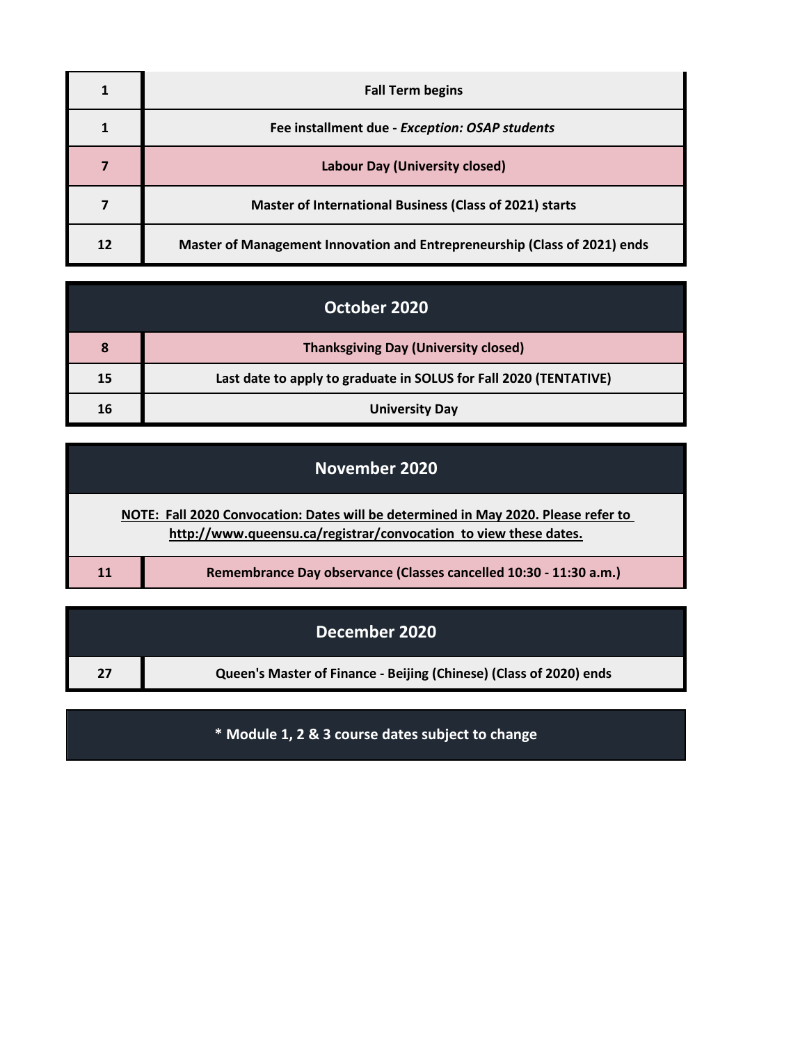| | |
|---|---|
| 1 | Fall Term begins |
| 1 | Fee installment due - *Exception: OSAP students* |
| 7 | Labour Day (University closed) |
| 7 | Master of International Business (Class of 2021) starts |
| 12 | Master of Management Innovation and Entrepreneurship (Class of 2021) ends |

## October 2020

| | |
|---|---|
| 8 | Thanksgiving Day (University closed) |
| 15 | Last date to apply to graduate in SOLUS for Fall 2020 (TENTATIVE) |
| 16 | University Day |

## November 2020

**NOTE: Fall 2020 Convocation: Dates will be determined in May 2020. Please refer to http://www.queensu.ca/registrar/convocation to view these dates.**

| | |
|---|---|
| 11 | Remembrance Day observance (Classes cancelled 10:30 - 11:30 a.m.) |

## December 2020

| | |
|---|---|
| 27 | Queen's Master of Finance - Beijing (Chinese) (Class of 2020) ends |

**\* Module 1, 2 & 3 course dates subject to change**